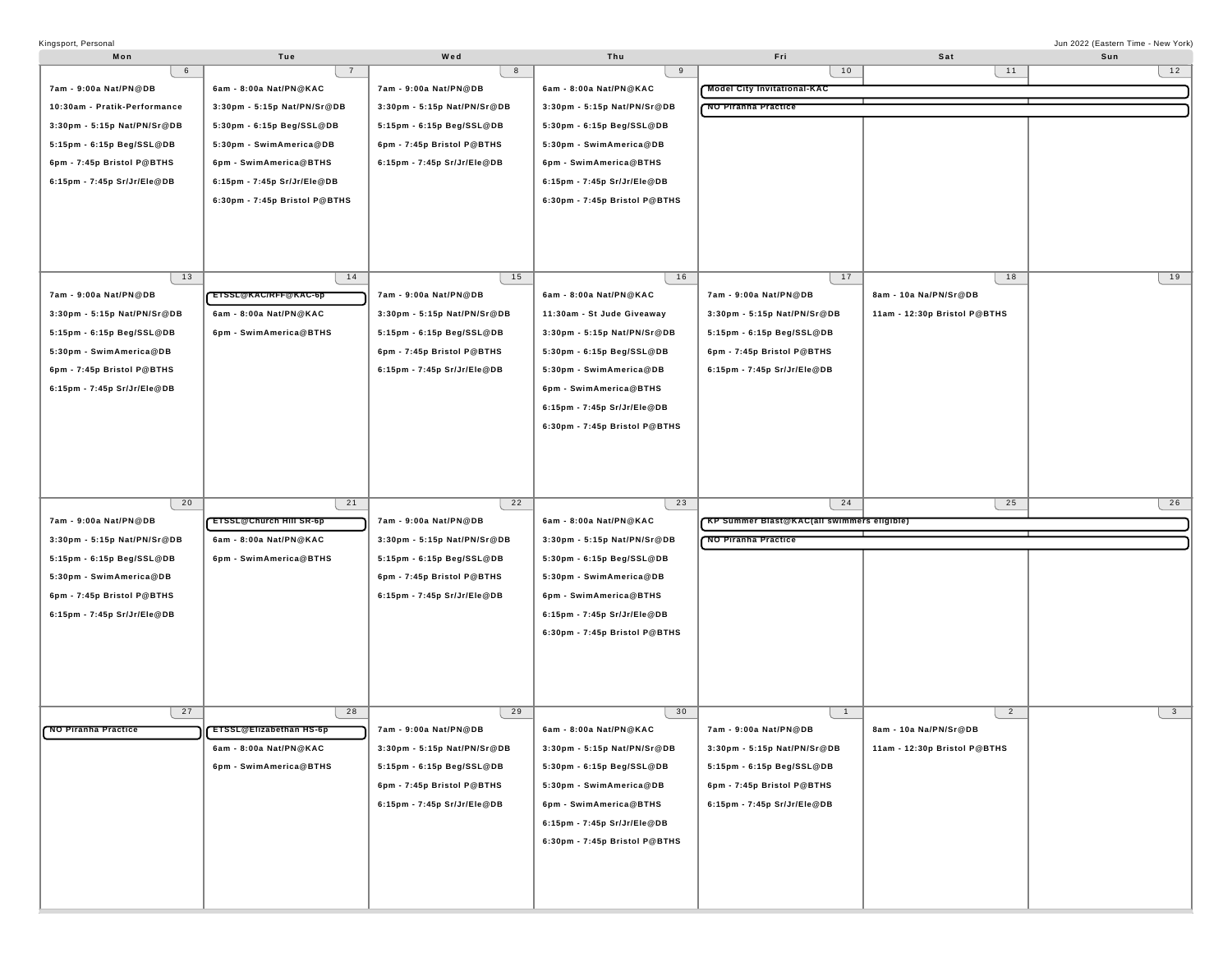Kingsport, Personal

Jun 2022 (Eastern Time - New York)

| Mon | Tue | Wed | Thu | Fri | Sat | Sun |
|---|---|---|---|---|---|---|
| 6<br>7am - 9:00a Nat/PN@DB<br>10:30am - Pratik-Performance<br>3:30pm - 5:15p Nat/PN/Sr@DB<br>5:15pm - 6:15p Beg/SSL@DB<br>6pm - 7:45p Bristol P@BTHS<br>6:15pm - 7:45p Sr/Jr/Ele@DB | 7<br>6am - 8:00a Nat/PN@KAC<br>3:30pm - 5:15p Nat/PN/Sr@DB<br>5:30pm - 6:15p Beg/SSL@DB<br>5:30pm - SwimAmerica@DB<br>6pm - SwimAmerica@BTHS<br>6:15pm - 7:45p Sr/Jr/Ele@DB<br>6:30pm - 7:45p Bristol P@BTHS | 8<br>7am - 9:00a Nat/PN@DB<br>3:30pm - 5:15p Nat/PN/Sr@DB<br>5:15pm - 6:15p Beg/SSL@DB<br>6pm - 7:45p Bristol P@BTHS<br>6:15pm - 7:45p Sr/Jr/Ele@DB | 9<br>6am - 8:00a Nat/PN@KAC<br>3:30pm - 5:15p Nat/PN/Sr@DB<br>5:30pm - 6:15p Beg/SSL@DB<br>5:30pm - SwimAmerica@DB<br>6pm - SwimAmerica@BTHS<br>6:15pm - 7:45p Sr/Jr/Ele@DB<br>6:30pm - 7:45p Bristol P@BTHS | 10<br>Model City Invitational-KAC (Fri–Sun)<br>NO Piranha Practice (Fri–Sun) | 11 | 12 |
| 13<br>7am - 9:00a Nat/PN@DB<br>3:30pm - 5:15p Nat/PN/Sr@DB<br>5:15pm - 6:15p Beg/SSL@DB<br>5:30pm - SwimAmerica@DB<br>6pm - 7:45p Bristol P@BTHS<br>6:15pm - 7:45p Sr/Jr/Ele@DB | 14<br>ETSSL@KAC/RFF@KAC-6p<br>6am - 8:00a Nat/PN@KAC<br>6pm - SwimAmerica@BTHS | 15<br>7am - 9:00a Nat/PN@DB<br>3:30pm - 5:15p Nat/PN/Sr@DB<br>5:15pm - 6:15p Beg/SSL@DB<br>6pm - 7:45p Bristol P@BTHS<br>6:15pm - 7:45p Sr/Jr/Ele@DB | 16<br>6am - 8:00a Nat/PN@KAC<br>11:30am - St Jude Giveaway<br>3:30pm - 5:15p Nat/PN/Sr@DB<br>5:30pm - 6:15p Beg/SSL@DB<br>5:30pm - SwimAmerica@DB<br>6pm - SwimAmerica@BTHS<br>6:15pm - 7:45p Sr/Jr/Ele@DB<br>6:30pm - 7:45p Bristol P@BTHS | 17<br>7am - 9:00a Nat/PN@DB<br>3:30pm - 5:15p Nat/PN/Sr@DB<br>5:15pm - 6:15p Beg/SSL@DB<br>6pm - 7:45p Bristol P@BTHS<br>6:15pm - 7:45p Sr/Jr/Ele@DB | 18<br>8am - 10a Na/PN/Sr@DB<br>11am - 12:30p Bristol P@BTHS | 19 |
| 20<br>7am - 9:00a Nat/PN@DB<br>3:30pm - 5:15p Nat/PN/Sr@DB<br>5:15pm - 6:15p Beg/SSL@DB<br>5:30pm - SwimAmerica@DB<br>6pm - 7:45p Bristol P@BTHS<br>6:15pm - 7:45p Sr/Jr/Ele@DB | 21<br>ETSSL@Church Hill SR-6p<br>6am - 8:00a Nat/PN@KAC<br>6pm - SwimAmerica@BTHS | 22<br>7am - 9:00a Nat/PN@DB<br>3:30pm - 5:15p Nat/PN/Sr@DB<br>5:15pm - 6:15p Beg/SSL@DB<br>6pm - 7:45p Bristol P@BTHS<br>6:15pm - 7:45p Sr/Jr/Ele@DB | 23<br>6am - 8:00a Nat/PN@KAC<br>3:30pm - 5:15p Nat/PN/Sr@DB<br>5:30pm - 6:15p Beg/SSL@DB<br>5:30pm - SwimAmerica@DB<br>6pm - SwimAmerica@BTHS<br>6:15pm - 7:45p Sr/Jr/Ele@DB<br>6:30pm - 7:45p Bristol P@BTHS | 24<br>KP Summer Blast@KAC(all swimmers eligible) (Fri–Sun)<br>NO Piranha Practice (Fri–Sun) | 25 | 26 |
| 27<br>NO Piranha Practice | 28<br>ETSSL@Elizabethan HS-6p<br>6am - 8:00a Nat/PN@KAC<br>6pm - SwimAmerica@BTHS | 29<br>7am - 9:00a Nat/PN@DB<br>3:30pm - 5:15p Nat/PN/Sr@DB<br>5:15pm - 6:15p Beg/SSL@DB<br>6pm - 7:45p Bristol P@BTHS<br>6:15pm - 7:45p Sr/Jr/Ele@DB | 30<br>6am - 8:00a Nat/PN@KAC<br>3:30pm - 5:15p Nat/PN/Sr@DB<br>5:30pm - 6:15p Beg/SSL@DB<br>5:30pm - SwimAmerica@DB<br>6pm - SwimAmerica@BTHS<br>6:15pm - 7:45p Sr/Jr/Ele@DB<br>6:30pm - 7:45p Bristol P@BTHS | 1<br>7am - 9:00a Nat/PN@DB<br>3:30pm - 5:15p Nat/PN/Sr@DB<br>5:15pm - 6:15p Beg/SSL@DB<br>6pm - 7:45p Bristol P@BTHS<br>6:15pm - 7:45p Sr/Jr/Ele@DB | 2<br>8am - 10a Na/PN/Sr@DB<br>11am - 12:30p Bristol P@BTHS | 3 |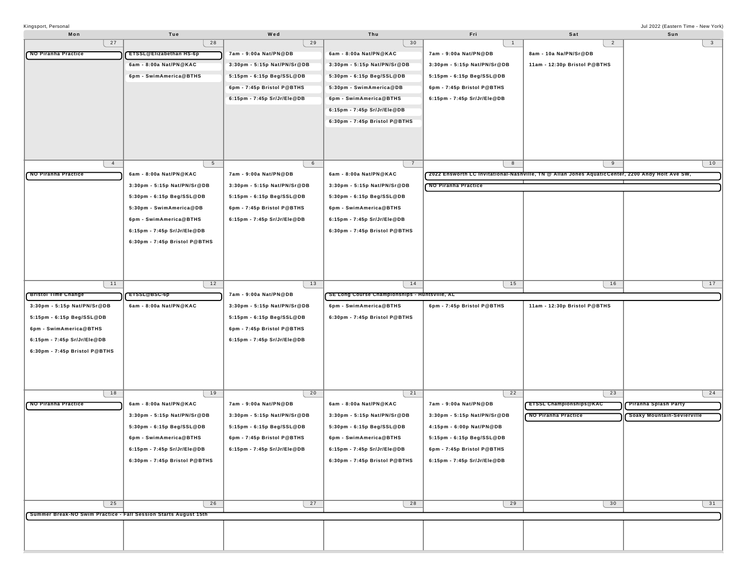Kingsport, Personal

Jul 2022 (Eastern Time - New York)

| Mon | Tue | Wed | Thu | Fri | Sat | Sun |
|---|---|---|---|---|---|---|
| 27<br>NO Piranha Practice | 28<br>ETSSL@Elizabethan HS-6p<br>6am - 8:00a Nat/PN@KAC<br>6pm - SwimAmerica@BTHS | 29<br>7am - 9:00a Nat/PN@DB<br>3:30pm - 5:15p Nat/PN/Sr@DB<br>5:15pm - 6:15p Beg/SSL@DB<br>6pm - 7:45p Bristol P@BTHS<br>6:15pm - 7:45p Sr/Jr/Ele@DB | 30<br>6am - 8:00a Nat/PN@KAC<br>3:30pm - 5:15p Nat/PN/Sr@DB<br>5:30pm - 6:15p Beg/SSL@DB<br>5:30pm - SwimAmerica@DB<br>6pm - SwimAmerica@BTHS<br>6:15pm - 7:45p Sr/Jr/Ele@DB<br>6:30pm - 7:45p Bristol P@BTHS | 1<br>7am - 9:00a Nat/PN@DB<br>3:30pm - 5:15p Nat/PN/Sr@DB<br>5:15pm - 6:15p Beg/SSL@DB<br>6pm - 7:45p Bristol P@BTHS<br>6:15pm - 7:45p Sr/Jr/Ele@DB | 2<br>8am - 10a Na/PN/Sr@DB<br>11am - 12:30p Bristol P@BTHS | 3 |
| 4<br>NO Piranha Practice | 5<br>6am - 8:00a Nat/PN@KAC<br>3:30pm - 5:15p Nat/PN/Sr@DB<br>5:30pm - 6:15p Beg/SSL@DB<br>5:30pm - SwimAmerica@DB<br>6pm - SwimAmerica@BTHS<br>6:15pm - 7:45p Sr/Jr/Ele@DB<br>6:30pm - 7:45p Bristol P@BTHS | 6<br>7am - 9:00a Nat/PN@DB<br>3:30pm - 5:15p Nat/PN/Sr@DB<br>5:15pm - 6:15p Beg/SSL@DB<br>6pm - 7:45p Bristol P@BTHS<br>6:15pm - 7:45p Sr/Jr/Ele@DB | 7<br>6am - 8:00a Nat/PN@KAC<br>3:30pm - 5:15p Nat/PN/Sr@DB<br>5:30pm - 6:15p Beg/SSL@DB<br>6pm - SwimAmerica@BTHS<br>6:15pm - 7:45p Sr/Jr/Ele@DB<br>6:30pm - 7:45p Bristol P@BTHS | 8<br>2022 Ensworth LC Invitational-Nashville, TN @ Allan Jones AquaticCenter, 2200 Andy Holt Ave SW, (Jul 8–10)<br>NO Piranha Practice (Jul 8–10) | 9 | 10 |
| 11<br>Bristol Time Change<br>3:30pm - 5:15p Nat/PN/Sr@DB<br>5:15pm - 6:15p Beg/SSL@DB<br>6pm - SwimAmerica@BTHS<br>6:15pm - 7:45p Sr/Jr/Ele@DB<br>6:30pm - 7:45p Bristol P@BTHS | 12<br>ETSSL@BSC-6p<br>6am - 8:00a Nat/PN@KAC | 13<br>7am - 9:00a Nat/PN@DB<br>3:30pm - 5:15p Nat/PN/Sr@DB<br>5:15pm - 6:15p Beg/SSL@DB<br>6pm - 7:45p Bristol P@BTHS<br>6:15pm - 7:45p Sr/Jr/Ele@DB | 14<br>SE Long Course Championships - Huntsville, AL (Jul 14–17)<br>6pm - SwimAmerica@BTHS<br>6:30pm - 7:45p Bristol P@BTHS | 15<br>6pm - 7:45p Bristol P@BTHS | 16<br>11am - 12:30p Bristol P@BTHS | 17 |
| 18<br>NO Piranha Practice | 19<br>6am - 8:00a Nat/PN@KAC<br>3:30pm - 5:15p Nat/PN/Sr@DB<br>5:30pm - 6:15p Beg/SSL@DB<br>6pm - SwimAmerica@BTHS<br>6:15pm - 7:45p Sr/Jr/Ele@DB<br>6:30pm - 7:45p Bristol P@BTHS | 20<br>7am - 9:00a Nat/PN@DB<br>3:30pm - 5:15p Nat/PN/Sr@DB<br>5:15pm - 6:15p Beg/SSL@DB<br>6pm - 7:45p Bristol P@BTHS<br>6:15pm - 7:45p Sr/Jr/Ele@DB | 21<br>6am - 8:00a Nat/PN@KAC<br>3:30pm - 5:15p Nat/PN/Sr@DB<br>5:30pm - 6:15p Beg/SSL@DB<br>6pm - SwimAmerica@BTHS<br>6:15pm - 7:45p Sr/Jr/Ele@DB<br>6:30pm - 7:45p Bristol P@BTHS | 22<br>7am - 9:00a Nat/PN@DB<br>3:30pm - 5:15p Nat/PN/Sr@DB<br>4:15pm - 6:00p Nat/PN@DB<br>5:15pm - 6:15p Beg/SSL@DB<br>6pm - 7:45p Bristol P@BTHS<br>6:15pm - 7:45p Sr/Jr/Ele@DB | 23<br>ETSSL Championships@KAC<br>NO Piranha Practice | 24<br>Piranha Splash Party<br>Soaky Mountain-Sevierville |
| 25<br>Summer Break-NO Swim Practice - Fall Session Starts August 15th (Jul 25–31) | 26 | 27 | 28 | 29 | 30 | 31 |